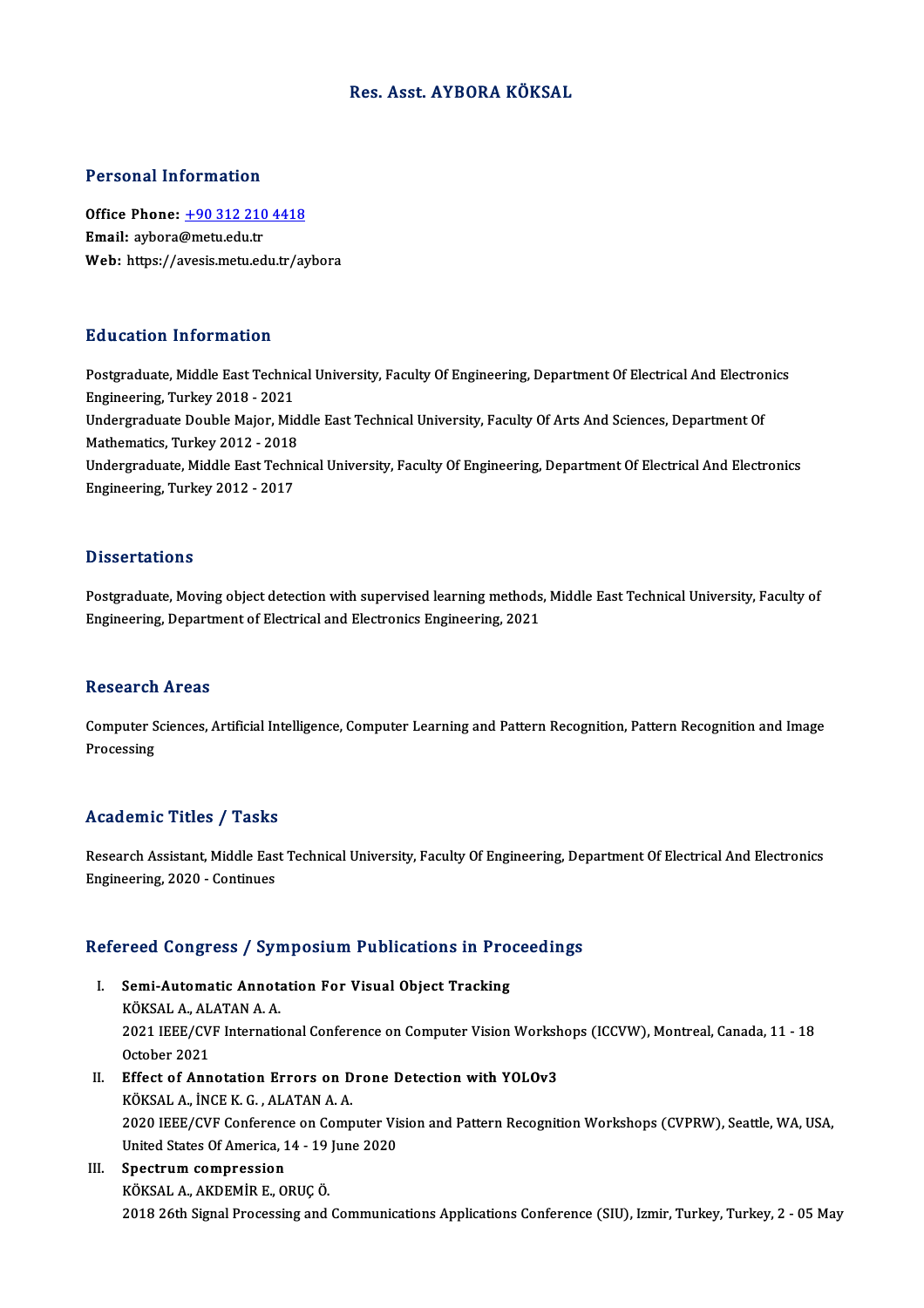# Res. Asst. AYBORA KÖKSAL

## Personal Information

**Office Phone:** +90 312 210 4418
**Email:** aybora@metu.edu.tr
**Web:** https://avesis.metu.edu.tr/aybora

## Education Information

Postgraduate, Middle East Technical University, Faculty Of Engineering, Department Of Electrical And Electronics Engineering, Turkey 2018 - 2021

Undergraduate Double Major, Middle East Technical University, Faculty Of Arts And Sciences, Department Of Mathematics, Turkey 2012 - 2018

Undergraduate, Middle East Technical University, Faculty Of Engineering, Department Of Electrical And Electronics Engineering, Turkey 2012 - 2017

## Dissertations

Postgraduate, Moving object detection with supervised learning methods, Middle East Technical University, Faculty of Engineering, Department of Electrical and Electronics Engineering, 2021

## Research Areas

Computer Sciences, Artificial Intelligence, Computer Learning and Pattern Recognition, Pattern Recognition and Image Processing

## Academic Titles / Tasks

Research Assistant, Middle East Technical University, Faculty Of Engineering, Department Of Electrical And Electronics Engineering, 2020 - Continues

## Refereed Congress / Symposium Publications in Proceedings

I. **Semi-Automatic Annotation For Visual Object Tracking**
KÖKSAL A., ALATAN A. A.
2021 IEEE/CVF International Conference on Computer Vision Workshops (ICCVW), Montreal, Canada, 11 - 18 October 2021

II. **Effect of Annotation Errors on Drone Detection with YOLOv3**
KÖKSAL A., İNCE K. G. , ALATAN A. A.
2020 IEEE/CVF Conference on Computer Vision and Pattern Recognition Workshops (CVPRW), Seattle, WA, USA, United States Of America, 14 - 19 June 2020

III. **Spectrum compression**
KÖKSAL A., AKDEMİR E., ORUÇ Ö.
2018 26th Signal Processing and Communications Applications Conference (SIU), Izmir, Turkey, Turkey, 2 - 05 May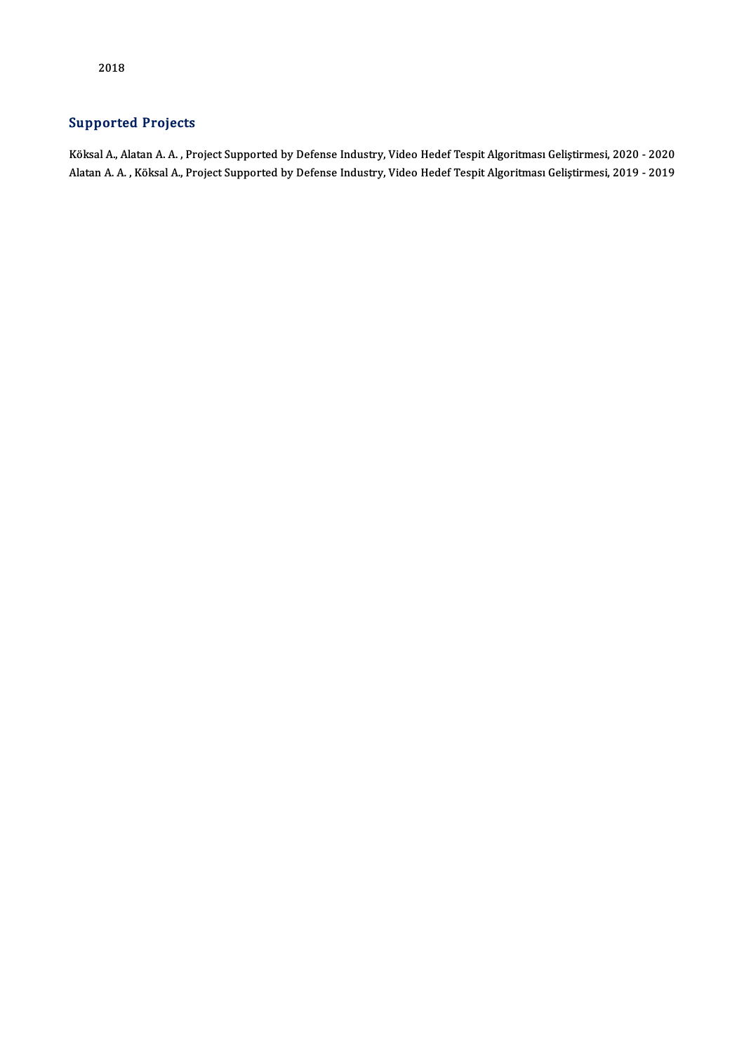2018

## Supported Projects

Köksal A., Alatan A. A. , Project Supported by Defense Industry, Video Hedef Tespit Algoritması Geliştirmesi, 2020 - 2020
Alatan A. A. , Köksal A., Project Supported by Defense Industry, Video Hedef Tespit Algoritması Geliştirmesi, 2019 - 2019